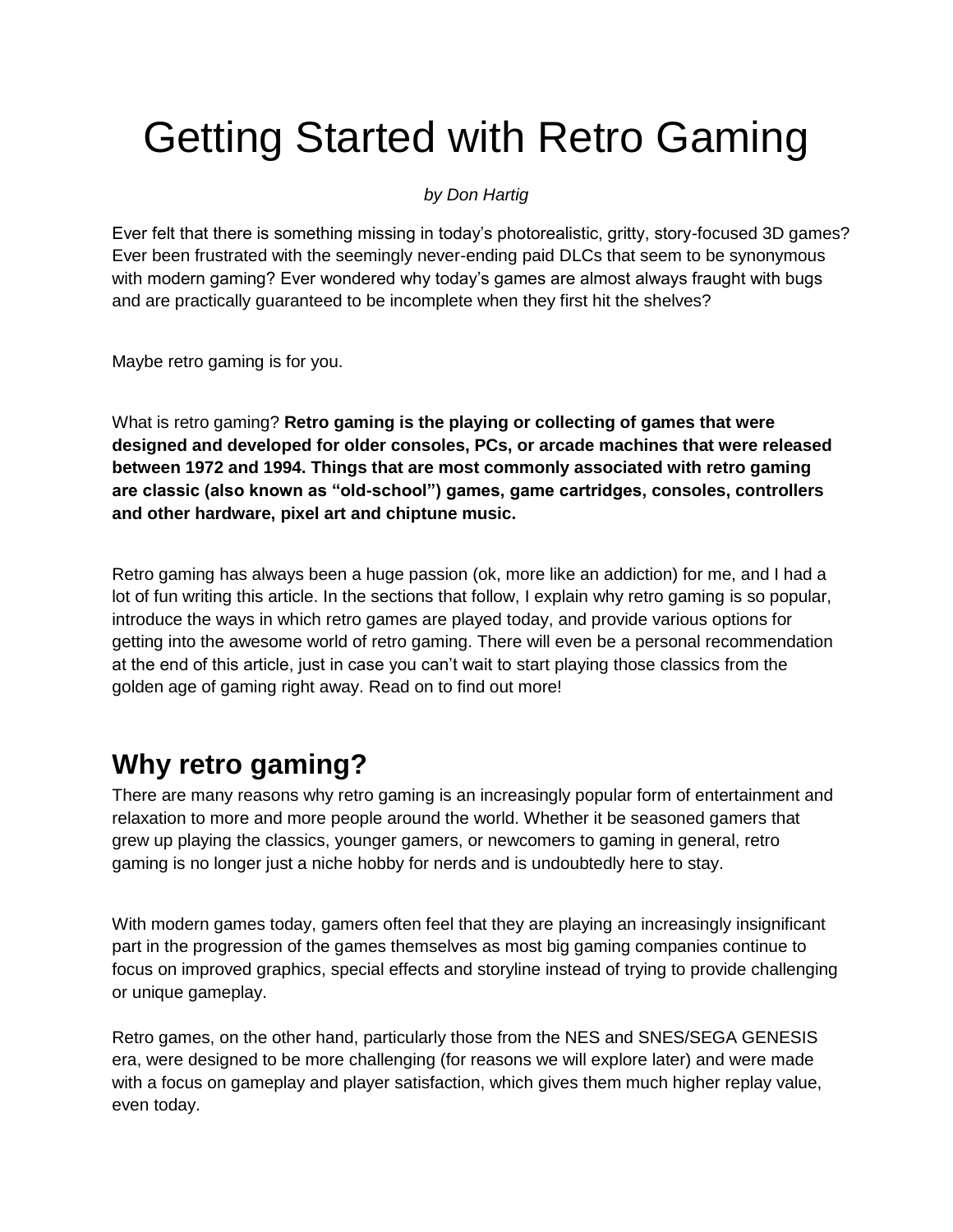# Getting Started with Retro Gaming

*by Don Hartig*

Ever felt that there is something missing in today's photorealistic, gritty, story-focused 3D games? Ever been frustrated with the seemingly never-ending paid DLCs that seem to be synonymous with modern gaming? Ever wondered why today's games are almost always fraught with bugs and are practically guaranteed to be incomplete when they first hit the shelves?

Maybe retro gaming is for you.

What is retro gaming? **Retro gaming is the playing or collecting of games that were designed and developed for older consoles, PCs, or arcade machines that were released between 1972 and 1994. Things that are most commonly associated with retro gaming are classic (also known as "old-school") games, game cartridges, consoles, controllers and other hardware, pixel art and chiptune music.**

Retro gaming has always been a huge passion (ok, more like an addiction) for me, and I had a lot of fun writing this article. In the sections that follow, I explain why retro gaming is so popular, introduce the ways in which retro games are played today, and provide various options for getting into the awesome world of retro gaming. There will even be a personal recommendation at the end of this article, just in case you can't wait to start playing those classics from the golden age of gaming right away. Read on to find out more!

## Why retro gaming?

There are many reasons why retro gaming is an increasingly popular form of entertainment and relaxation to more and more people around the world. Whether it be seasoned gamers that grew up playing the classics, younger gamers, or newcomers to gaming in general, retro gaming is no longer just a niche hobby for nerds and is undoubtedly here to stay.

With modern games today, gamers often feel that they are playing an increasingly insignificant part in the progression of the games themselves as most big gaming companies continue to focus on improved graphics, special effects and storyline instead of trying to provide challenging or unique gameplay.

Retro games, on the other hand, particularly those from the NES and SNES/SEGA GENESIS era, were designed to be more challenging (for reasons we will explore later) and were made with a focus on gameplay and player satisfaction, which gives them much higher replay value, even today.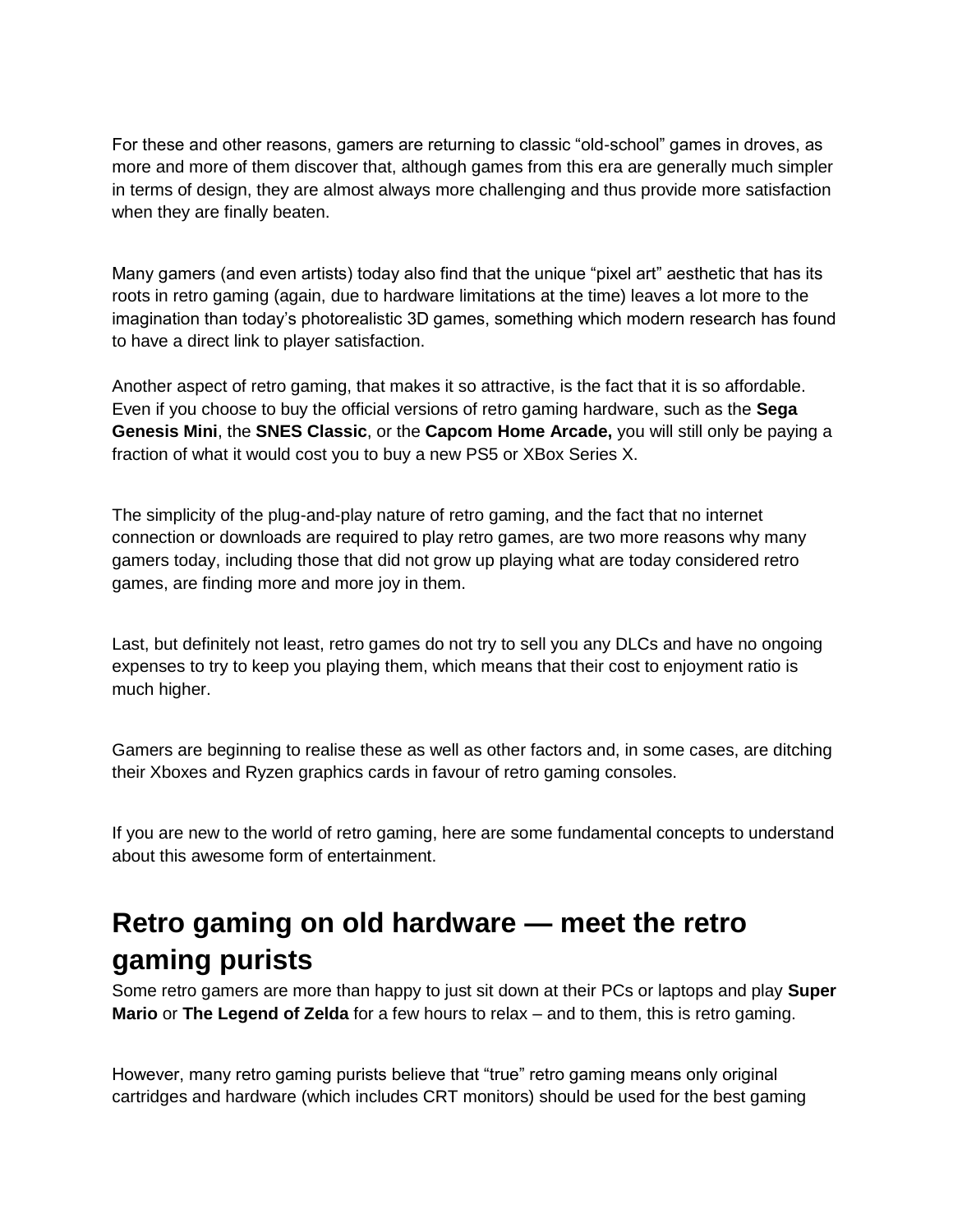For these and other reasons, gamers are returning to classic “old-school” games in droves, as more and more of them discover that, although games from this era are generally much simpler in terms of design, they are almost always more challenging and thus provide more satisfaction when they are finally beaten.

Many gamers (and even artists) today also find that the unique “pixel art” aesthetic that has its roots in retro gaming (again, due to hardware limitations at the time) leaves a lot more to the imagination than today’s photorealistic 3D games, something which modern research has found to have a direct link to player satisfaction.

Another aspect of retro gaming, that makes it so attractive, is the fact that it is so affordable. Even if you choose to buy the official versions of retro gaming hardware, such as the **Sega Genesis Mini**, the **SNES Classic**, or the **Capcom Home Arcade,** you will still only be paying a fraction of what it would cost you to buy a new PS5 or XBox Series X.

The simplicity of the plug-and-play nature of retro gaming, and the fact that no internet connection or downloads are required to play retro games, are two more reasons why many gamers today, including those that did not grow up playing what are today considered retro games, are finding more and more joy in them.

Last, but definitely not least, retro games do not try to sell you any DLCs and have no ongoing expenses to try to keep you playing them, which means that their cost to enjoyment ratio is much higher.

Gamers are beginning to realise these as well as other factors and, in some cases, are ditching their Xboxes and Ryzen graphics cards in favour of retro gaming consoles.

If you are new to the world of retro gaming, here are some fundamental concepts to understand about this awesome form of entertainment.

## Retro gaming on old hardware — meet the retro gaming purists

Some retro gamers are more than happy to just sit down at their PCs or laptops and play **Super Mario** or **The Legend of Zelda** for a few hours to relax – and to them, this is retro gaming.

However, many retro gaming purists believe that “true” retro gaming means only original cartridges and hardware (which includes CRT monitors) should be used for the best gaming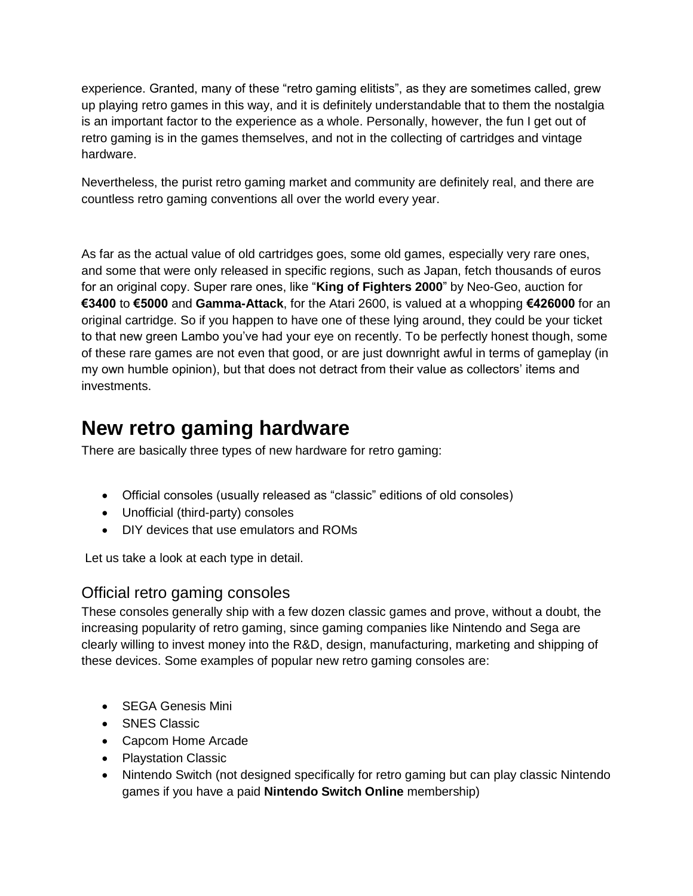experience. Granted, many of these “retro gaming elitists”, as they are sometimes called, grew up playing retro games in this way, and it is definitely understandable that to them the nostalgia is an important factor to the experience as a whole. Personally, however, the fun I get out of retro gaming is in the games themselves, and not in the collecting of cartridges and vintage hardware.

Nevertheless, the purist retro gaming market and community are definitely real, and there are countless retro gaming conventions all over the world every year.

As far as the actual value of old cartridges goes, some old games, especially very rare ones, and some that were only released in specific regions, such as Japan, fetch thousands of euros for an original copy. Super rare ones, like “**King of Fighters 2000**” by Neo-Geo, auction for **€3400** to **€5000** and **Gamma-Attack**, for the Atari 2600, is valued at a whopping **€426000** for an original cartridge. So if you happen to have one of these lying around, they could be your ticket to that new green Lambo you’ve had your eye on recently. To be perfectly honest though, some of these rare games are not even that good, or are just downright awful in terms of gameplay (in my own humble opinion), but that does not detract from their value as collectors’ items and investments.

# New retro gaming hardware

There are basically three types of new hardware for retro gaming:

- Official consoles (usually released as “classic” editions of old consoles)
- Unofficial (third-party) consoles
- DIY devices that use emulators and ROMs

Let us take a look at each type in detail.

## Official retro gaming consoles

These consoles generally ship with a few dozen classic games and prove, without a doubt, the increasing popularity of retro gaming, since gaming companies like Nintendo and Sega are clearly willing to invest money into the R&D, design, manufacturing, marketing and shipping of these devices. Some examples of popular new retro gaming consoles are:

- SEGA Genesis Mini
- SNES Classic
- Capcom Home Arcade
- Playstation Classic
- Nintendo Switch (not designed specifically for retro gaming but can play classic Nintendo games if you have a paid **Nintendo Switch Online** membership)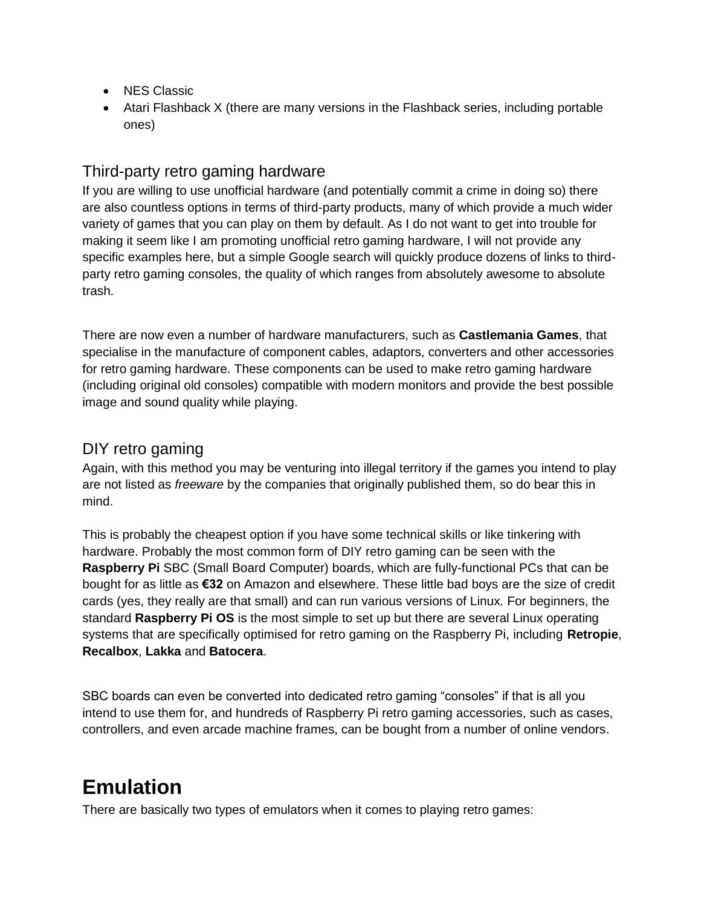- NES Classic
- Atari Flashback X (there are many versions in the Flashback series, including portable ones)

### Third-party retro gaming hardware

If you are willing to use unofficial hardware (and potentially commit a crime in doing so) there are also countless options in terms of third-party products, many of which provide a much wider variety of games that you can play on them by default. As I do not want to get into trouble for making it seem like I am promoting unofficial retro gaming hardware, I will not provide any specific examples here, but a simple Google search will quickly produce dozens of links to third-party retro gaming consoles, the quality of which ranges from absolutely awesome to absolute trash.

There are now even a number of hardware manufacturers, such as **Castlemania Games**, that specialise in the manufacture of component cables, adaptors, converters and other accessories for retro gaming hardware. These components can be used to make retro gaming hardware (including original old consoles) compatible with modern monitors and provide the best possible image and sound quality while playing.

### DIY retro gaming

Again, with this method you may be venturing into illegal territory if the games you intend to play are not listed as *freeware* by the companies that originally published them, so do bear this in mind.

This is probably the cheapest option if you have some technical skills or like tinkering with hardware. Probably the most common form of DIY retro gaming can be seen with the **Raspberry Pi** SBC (Small Board Computer) boards, which are fully-functional PCs that can be bought for as little as **€32** on Amazon and elsewhere. These little bad boys are the size of credit cards (yes, they really are that small) and can run various versions of Linux. For beginners, the standard **Raspberry Pi OS** is the most simple to set up but there are several Linux operating systems that are specifically optimised for retro gaming on the Raspberry Pi, including **Retropie**, **Recalbox**, **Lakka** and **Batocera**.

SBC boards can even be converted into dedicated retro gaming "consoles" if that is all you intend to use them for, and hundreds of Raspberry Pi retro gaming accessories, such as cases, controllers, and even arcade machine frames, can be bought from a number of online vendors.

## Emulation

There are basically two types of emulators when it comes to playing retro games: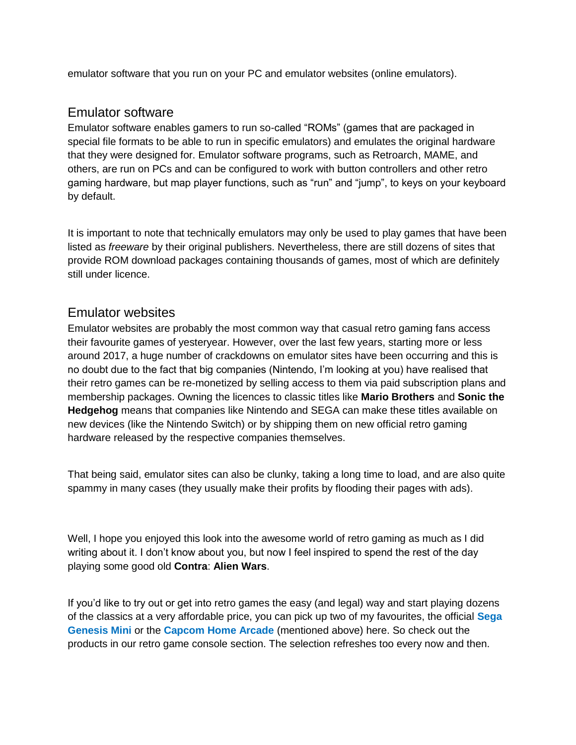emulator software that you run on your PC and emulator websites (online emulators).

## Emulator software

Emulator software enables gamers to run so-called "ROMs" (games that are packaged in special file formats to be able to run in specific emulators) and emulates the original hardware that they were designed for. Emulator software programs, such as Retroarch, MAME, and others, are run on PCs and can be configured to work with button controllers and other retro gaming hardware, but map player functions, such as "run" and "jump", to keys on your keyboard by default.

It is important to note that technically emulators may only be used to play games that have been listed as *freeware* by their original publishers. Nevertheless, there are still dozens of sites that provide ROM download packages containing thousands of games, most of which are definitely still under licence.

## Emulator websites

Emulator websites are probably the most common way that casual retro gaming fans access their favourite games of yesteryear. However, over the last few years, starting more or less around 2017, a huge number of crackdowns on emulator sites have been occurring and this is no doubt due to the fact that big companies (Nintendo, I'm looking at you) have realised that their retro games can be re-monetized by selling access to them via paid subscription plans and membership packages. Owning the licences to classic titles like **Mario Brothers** and **Sonic the Hedgehog** means that companies like Nintendo and SEGA can make these titles available on new devices (like the Nintendo Switch) or by shipping them on new official retro gaming hardware released by the respective companies themselves.

That being said, emulator sites can also be clunky, taking a long time to load, and are also quite spammy in many cases (they usually make their profits by flooding their pages with ads).

Well, I hope you enjoyed this look into the awesome world of retro gaming as much as I did writing about it. I don't know about you, but now I feel inspired to spend the rest of the day playing some good old **Contra**: **Alien Wars**.

If you'd like to try out or get into retro games the easy (and legal) way and start playing dozens of the classics at a very affordable price, you can pick up two of my favourites, the official **Sega Genesis Mini** or the **Capcom Home Arcade** (mentioned above) here. So check out the products in our retro game console section. The selection refreshes too every now and then.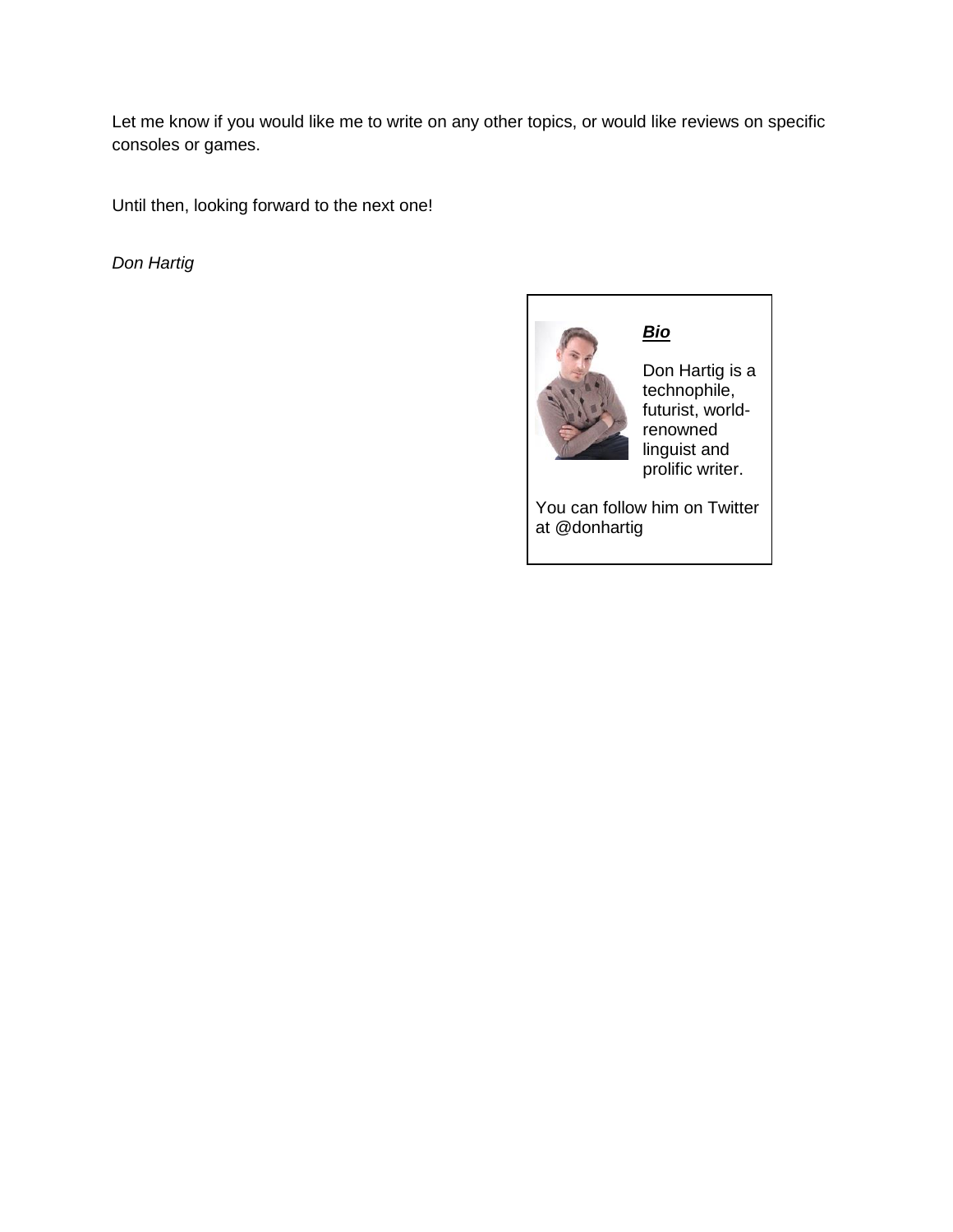Let me know if you would like me to write on any other topics, or would like reviews on specific consoles or games.

Until then, looking forward to the next one!

*Don Hartig*

***Bio***

Don Hartig is a technophile, futurist, world-renowned linguist and prolific writer.

You can follow him on Twitter at @donhartig